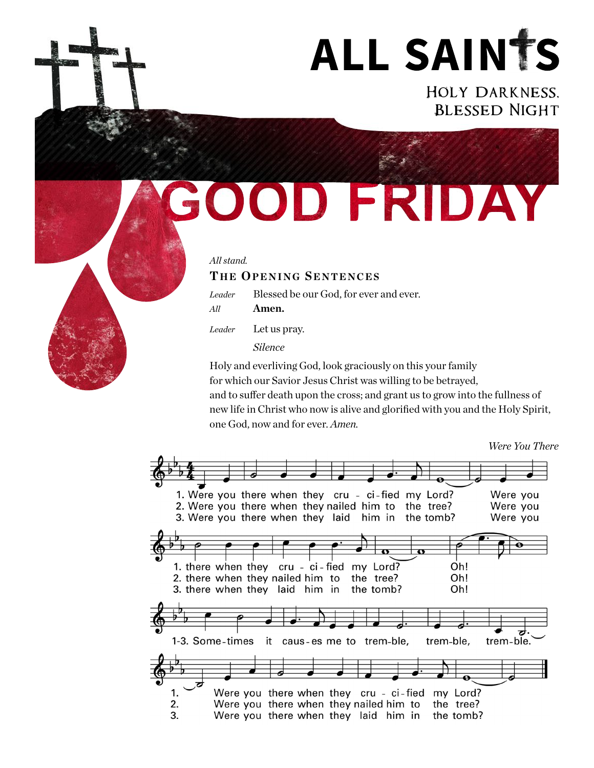# ALL SAINTS

HOLY DARKNESS, BLESSED NIGHT

# GOOD FRIDAY

*All stand.*

## THE OPENING SENTENCES

*Leader* Blessed be our God, for ever and ever.
*All* **Amen.**

*Leader* Let us pray.

*Silence*

Holy and everliving God, look graciously on this your family for which our Savior Jesus Christ was willing to be betrayed, and to suffer death upon the cross; and grant us to grow into the fullness of new life in Christ who now is alive and glorified with you and the Holy Spirit, one God, now and for ever. *Amen.*

*Were You There*

1. Were you there when they cru - ci-fied my Lord? Were you there when they cru - ci-fied my Lord? Oh!
2. Were you there when they nailed him to the tree? Were you there when they nailed him to the tree? Oh!
3. Were you there when they laid him in the tomb? Were you there when they laid him in the tomb? Oh!

1-3. Some-times it caus-es me to trem-ble, trem-ble, trem-ble.

1. Were you there when they cru - ci-fied my Lord?
2. Were you there when they nailed him to the tree?
3. Were you there when they laid him in the tomb?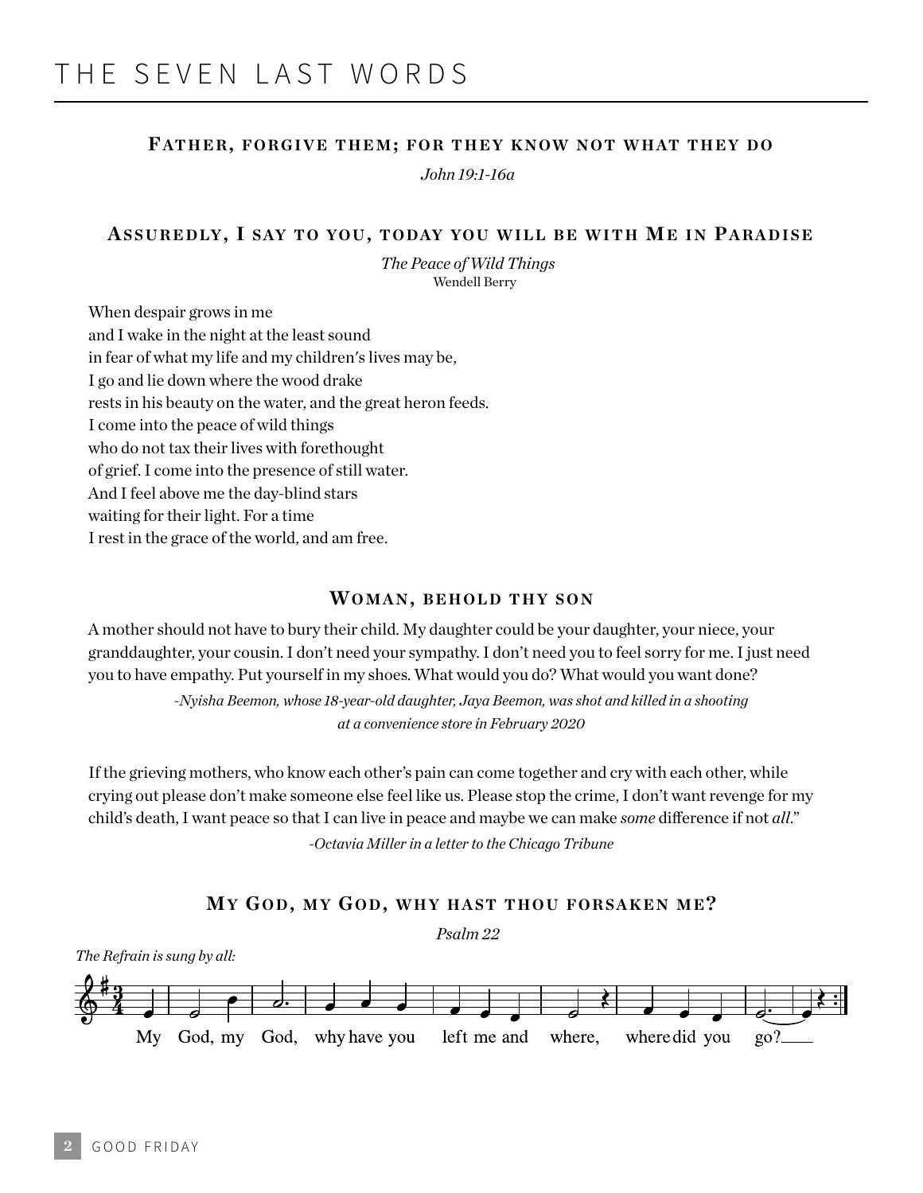# THE SEVEN LAST WORDS

### Father, forgive them; for they know not what they do

*John 19:1-16a*

### Assuredly, I say to you, today you will be with Me in Paradise

*The Peace of Wild Things*
Wendell Berry

When despair grows in me
and I wake in the night at the least sound
in fear of what my life and my children's lives may be,
I go and lie down where the wood drake
rests in his beauty on the water, and the great heron feeds.
I come into the peace of wild things
who do not tax their lives with forethought
of grief. I come into the presence of still water.
And I feel above me the day-blind stars
waiting for their light. For a time
I rest in the grace of the world, and am free.

### Woman, behold thy son

A mother should not have to bury their child. My daughter could be your daughter, your niece, your granddaughter, your cousin. I don't need your sympathy. I don't need you to feel sorry for me. I just need you to have empathy. Put yourself in my shoes. What would you do? What would you want done?

*-Nyisha Beemon, whose 18-year-old daughter, Jaya Beemon, was shot and killed in a shooting at a convenience store in February 2020*

If the grieving mothers, who know each other's pain can come together and cry with each other, while crying out please don't make someone else feel like us. Please stop the crime, I don't want revenge for my child's death, I want peace so that I can live in peace and maybe we can make *some* difference if not *all*."

*-Octavia Miller in a letter to the Chicago Tribune*

### My God, my God, why hast thou forsaken me?

*Psalm 22*

*The Refrain is sung by all:*

My God, my God, why have you left me and where, where did you go?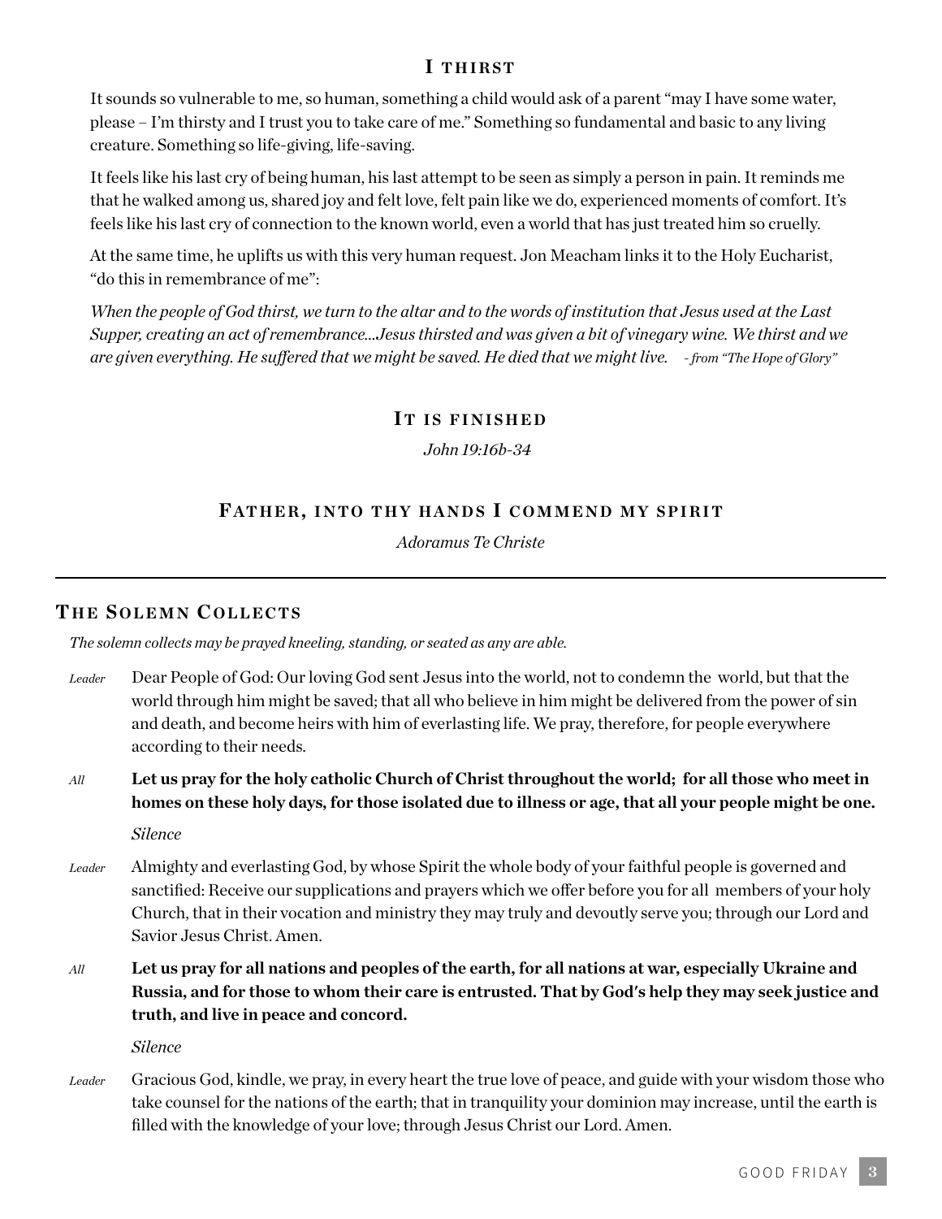### I thirst

It sounds so vulnerable to me, so human, something a child would ask of a parent "may I have some water, please – I'm thirsty and I trust you to take care of me." Something so fundamental and basic to any living creature. Something so life-giving, life-saving.

It feels like his last cry of being human, his last attempt to be seen as simply a person in pain. It reminds me that he walked among us, shared joy and felt love, felt pain like we do, experienced moments of comfort. It's feels like his last cry of connection to the known world, even a world that has just treated him so cruelly.

At the same time, he uplifts us with this very human request. Jon Meacham links it to the Holy Eucharist, "do this in remembrance of me":

*When the people of God thirst, we turn to the altar and to the words of institution that Jesus used at the Last Supper, creating an act of remembrance....Jesus thirsted and was given a bit of vinegary wine. We thirst and we are given everything. He suffered that we might be saved. He died that we might live.* *- from "The Hope of Glory"*

### It is finished

*John 19:16b-34*

### Father, into thy hands I commend my spirit

*Adoramus Te Christe*

---

## The Solemn Collects

*The solemn collects may be prayed kneeling, standing, or seated as any are able.*

*Leader* Dear People of God: Our loving God sent Jesus into the world, not to condemn the world, but that the world through him might be saved; that all who believe in him might be delivered from the power of sin and death, and become heirs with him of everlasting life. We pray, therefore, for people everywhere according to their needs.

*All* **Let us pray for the holy catholic Church of Christ throughout the world; for all those who meet in homes on these holy days, for those isolated due to illness or age, that all your people might be one.**

*Silence*

*Leader* Almighty and everlasting God, by whose Spirit the whole body of your faithful people is governed and sanctified: Receive our supplications and prayers which we offer before you for all members of your holy Church, that in their vocation and ministry they may truly and devoutly serve you; through our Lord and Savior Jesus Christ. Amen.

*All* **Let us pray for all nations and peoples of the earth, for all nations at war, especially Ukraine and Russia, and for those to whom their care is entrusted. That by God's help they may seek justice and truth, and live in peace and concord.**

*Silence*

*Leader* Gracious God, kindle, we pray, in every heart the true love of peace, and guide with your wisdom those who take counsel for the nations of the earth; that in tranquility your dominion may increase, until the earth is filled with the knowledge of your love; through Jesus Christ our Lord. Amen.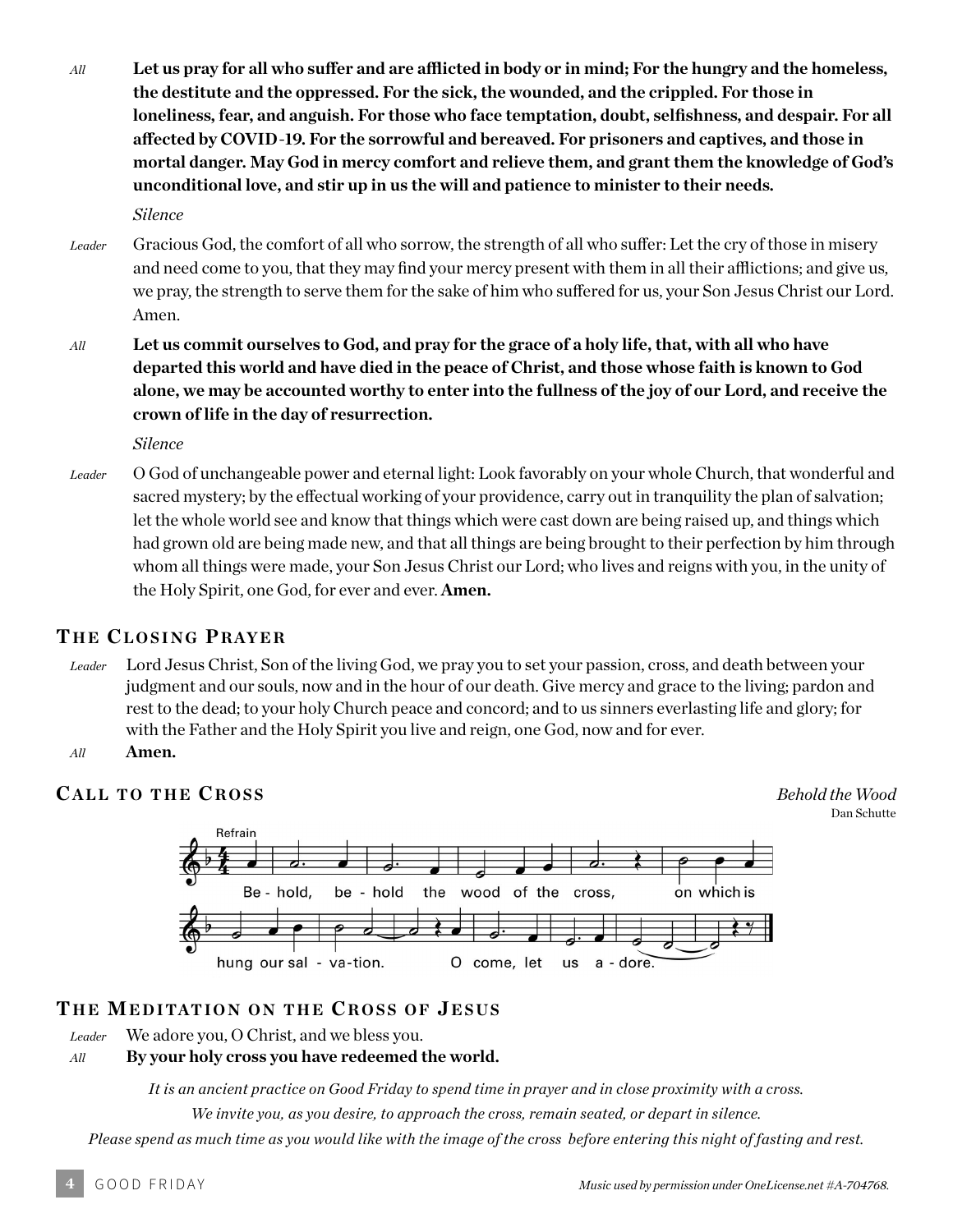*All* **Let us pray for all who suffer and are afflicted in body or in mind; For the hungry and the homeless, the destitute and the oppressed. For the sick, the wounded, and the crippled. For those in loneliness, fear, and anguish. For those who face temptation, doubt, selfishness, and despair. For all affected by COVID-19. For the sorrowful and bereaved. For prisoners and captives, and those in mortal danger. May God in mercy comfort and relieve them, and grant them the knowledge of God's unconditional love, and stir up in us the will and patience to minister to their needs.**

*Silence*

*Leader* Gracious God, the comfort of all who sorrow, the strength of all who suffer: Let the cry of those in misery and need come to you, that they may find your mercy present with them in all their afflictions; and give us, we pray, the strength to serve them for the sake of him who suffered for us, your Son Jesus Christ our Lord. Amen.

*All* **Let us commit ourselves to God, and pray for the grace of a holy life, that, with all who have departed this world and have died in the peace of Christ, and those whose faith is known to God alone, we may be accounted worthy to enter into the fullness of the joy of our Lord, and receive the crown of life in the day of resurrection.**

*Silence*

*Leader* O God of unchangeable power and eternal light: Look favorably on your whole Church, that wonderful and sacred mystery; by the effectual working of your providence, carry out in tranquility the plan of salvation; let the whole world see and know that things which were cast down are being raised up, and things which had grown old are being made new, and that all things are being brought to their perfection by him through whom all things were made, your Son Jesus Christ our Lord; who lives and reigns with you, in the unity of the Holy Spirit, one God, for ever and ever. **Amen.**

## The Closing Prayer

*Leader* Lord Jesus Christ, Son of the living God, we pray you to set your passion, cross, and death between your judgment and our souls, now and in the hour of our death. Give mercy and grace to the living; pardon and rest to the dead; to your holy Church peace and concord; and to us sinners everlasting life and glory; for with the Father and the Holy Spirit you live and reign, one God, now and for ever.

*All* **Amen.**

## Call to the Cross

*Behold the Wood*
Dan Schutte

Refrain

Be - hold, be - hold the wood of the cross, on which is hung our sal - va-tion. O come, let us a - dore.

## The Meditation on the Cross of Jesus

*Leader* We adore you, O Christ, and we bless you.

*All* **By your holy cross you have redeemed the world.**

*It is an ancient practice on Good Friday to spend time in prayer and in close proximity with a cross.*

*We invite you, as you desire, to approach the cross, remain seated, or depart in silence.*

*Please spend as much time as you would like with the image of the cross before entering this night of fasting and rest.*

*Music used by permission under OneLicense.net #A-704768.*